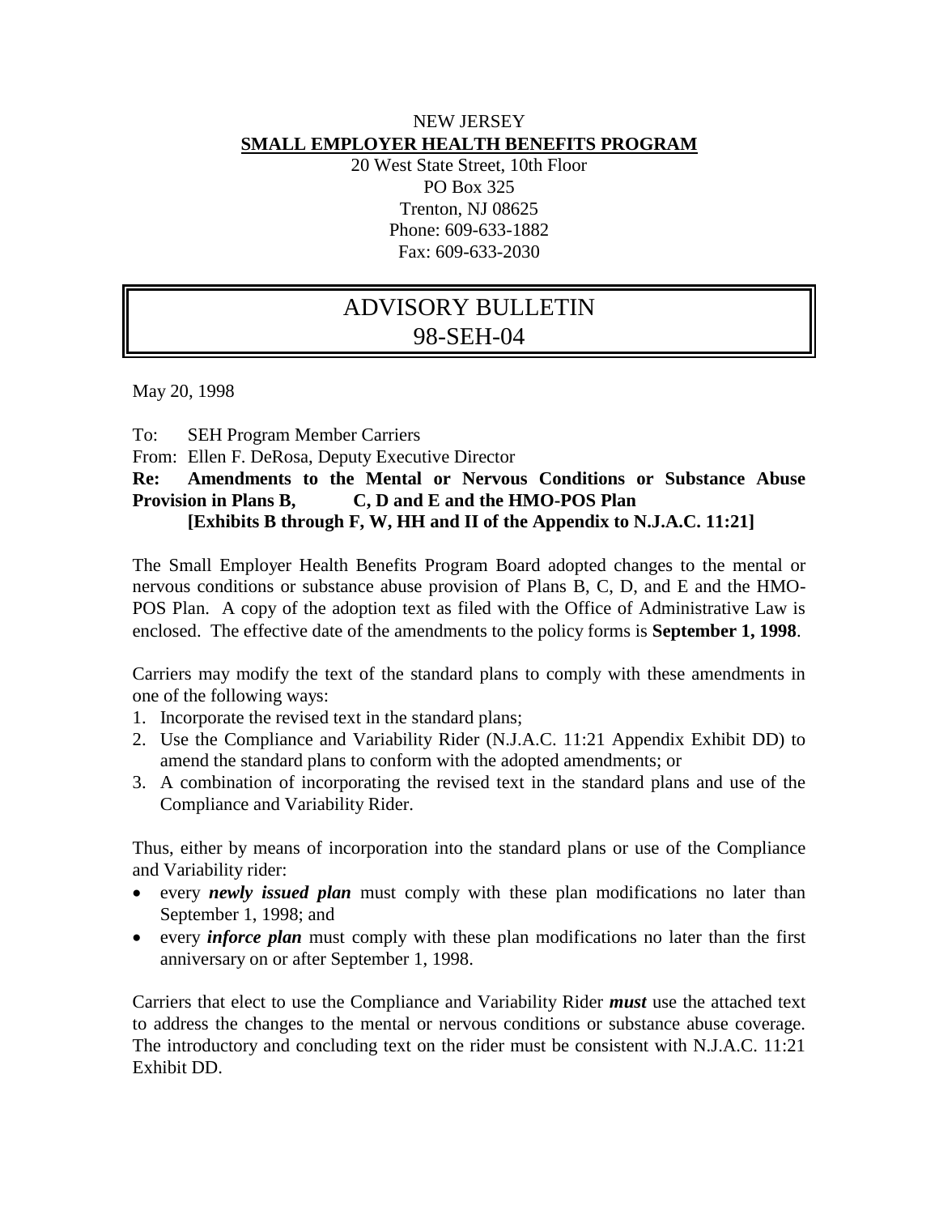NEW JERSEY

**SMALL EMPLOYER HEALTH BENEFITS PROGRAM**

20 West State Street, 10th Floor
PO Box 325
Trenton, NJ 08625
Phone: 609-633-1882
Fax: 609-633-2030

# ADVISORY BULLETIN
# 98-SEH-04

May 20, 1998

To: SEH Program Member Carriers

From: Ellen F. DeRosa, Deputy Executive Director

**Re: Amendments to the Mental or Nervous Conditions or Substance Abuse Provision in Plans B, C, D and E and the HMO-POS Plan [Exhibits B through F, W, HH and II of the Appendix to N.J.A.C. 11:21]**

The Small Employer Health Benefits Program Board adopted changes to the mental or nervous conditions or substance abuse provision of Plans B, C, D, and E and the HMO-POS Plan. A copy of the adoption text as filed with the Office of Administrative Law is enclosed. The effective date of the amendments to the policy forms is **September 1, 1998**.

Carriers may modify the text of the standard plans to comply with these amendments in one of the following ways:

1. Incorporate the revised text in the standard plans;
2. Use the Compliance and Variability Rider (N.J.A.C. 11:21 Appendix Exhibit DD) to amend the standard plans to conform with the adopted amendments; or
3. A combination of incorporating the revised text in the standard plans and use of the Compliance and Variability Rider.

Thus, either by means of incorporation into the standard plans or use of the Compliance and Variability rider:

- every ***newly issued plan*** must comply with these plan modifications no later than September 1, 1998; and
- every ***inforce plan*** must comply with these plan modifications no later than the first anniversary on or after September 1, 1998.

Carriers that elect to use the Compliance and Variability Rider ***must*** use the attached text to address the changes to the mental or nervous conditions or substance abuse coverage. The introductory and concluding text on the rider must be consistent with N.J.A.C. 11:21 Exhibit DD.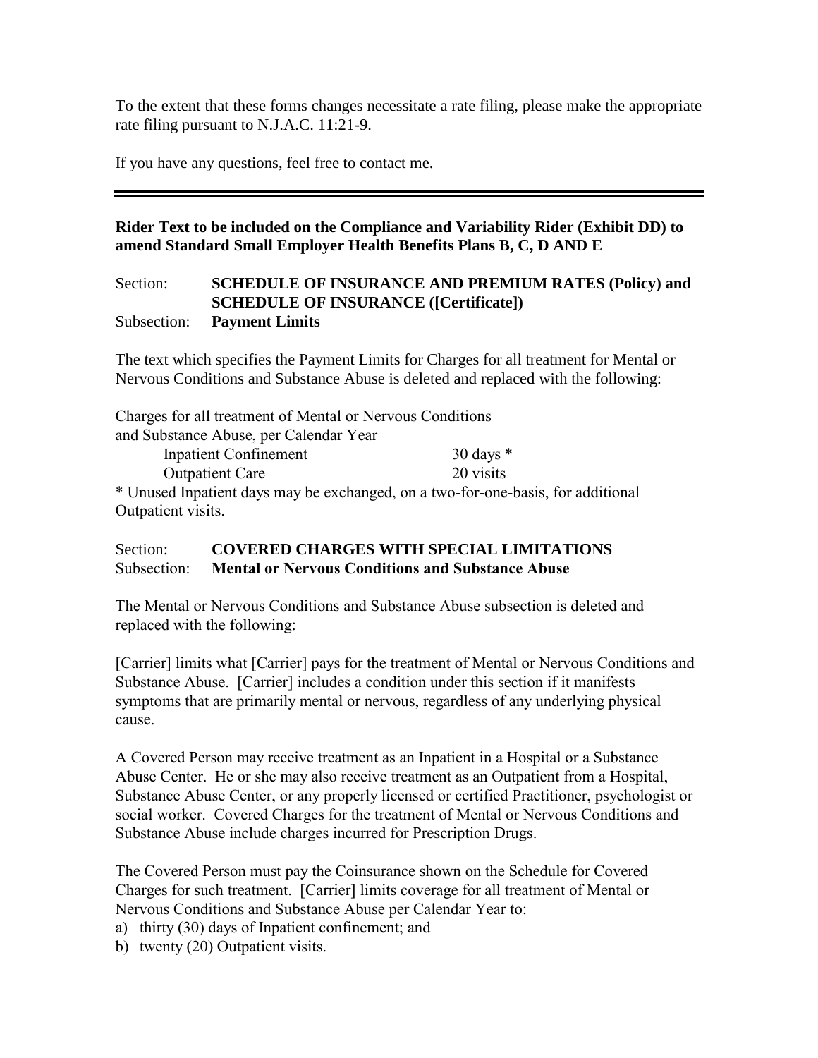To the extent that these forms changes necessitate a rate filing, please make the appropriate rate filing pursuant to N.J.A.C. 11:21-9.

If you have any questions, feel free to contact me.

---

**Rider Text to be included on the Compliance and Variability Rider (Exhibit DD) to amend Standard Small Employer Health Benefits Plans B, C, D AND E**

Section: **SCHEDULE OF INSURANCE AND PREMIUM RATES (Policy) and SCHEDULE OF INSURANCE ([Certificate])**
Subsection: **Payment Limits**

The text which specifies the Payment Limits for Charges for all treatment for Mental or Nervous Conditions and Substance Abuse is deleted and replaced with the following:

Charges for all treatment of Mental or Nervous Conditions and Substance Abuse, per Calendar Year

| | |
|---|---|
| Inpatient Confinement | 30 days * |
| Outpatient Care | 20 visits |

* Unused Inpatient days may be exchanged, on a two-for-one-basis, for additional Outpatient visits.

Section: **COVERED CHARGES WITH SPECIAL LIMITATIONS**
Subsection: **Mental or Nervous Conditions and Substance Abuse**

The Mental or Nervous Conditions and Substance Abuse subsection is deleted and replaced with the following:

[Carrier] limits what [Carrier] pays for the treatment of Mental or Nervous Conditions and Substance Abuse. [Carrier] includes a condition under this section if it manifests symptoms that are primarily mental or nervous, regardless of any underlying physical cause.

A Covered Person may receive treatment as an Inpatient in a Hospital or a Substance Abuse Center. He or she may also receive treatment as an Outpatient from a Hospital, Substance Abuse Center, or any properly licensed or certified Practitioner, psychologist or social worker. Covered Charges for the treatment of Mental or Nervous Conditions and Substance Abuse include charges incurred for Prescription Drugs.

The Covered Person must pay the Coinsurance shown on the Schedule for Covered Charges for such treatment. [Carrier] limits coverage for all treatment of Mental or Nervous Conditions and Substance Abuse per Calendar Year to:

a) thirty (30) days of Inpatient confinement; and
b) twenty (20) Outpatient visits.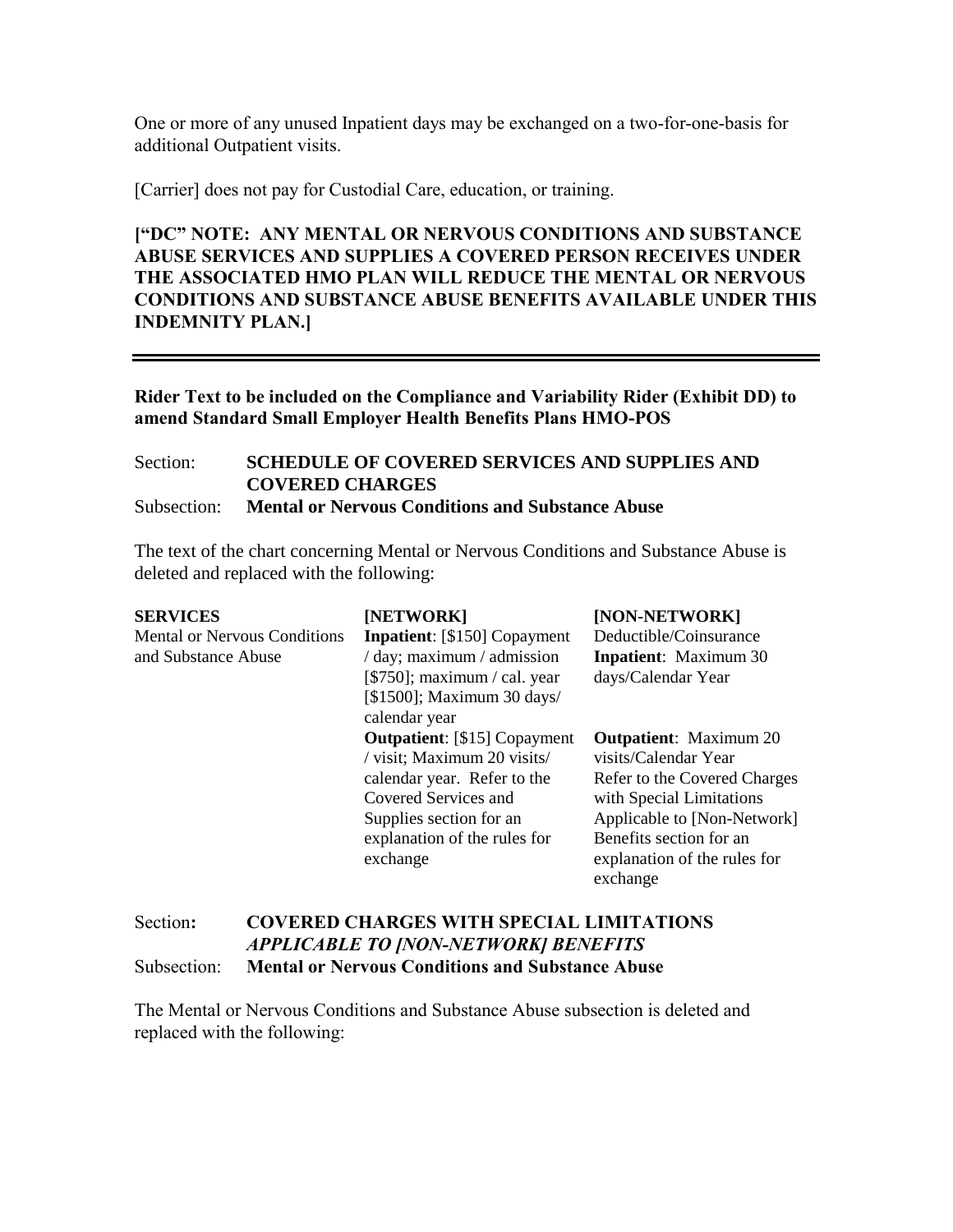One or more of any unused Inpatient days may be exchanged on a two-for-one-basis for additional Outpatient visits.

[Carrier] does not pay for Custodial Care, education, or training.

**["DC" NOTE: ANY MENTAL OR NERVOUS CONDITIONS AND SUBSTANCE ABUSE SERVICES AND SUPPLIES A COVERED PERSON RECEIVES UNDER THE ASSOCIATED HMO PLAN WILL REDUCE THE MENTAL OR NERVOUS CONDITIONS AND SUBSTANCE ABUSE BENEFITS AVAILABLE UNDER THIS INDEMNITY PLAN.]**

---

**Rider Text to be included on the Compliance and Variability Rider (Exhibit DD) to amend Standard Small Employer Health Benefits Plans HMO-POS**

Section: **SCHEDULE OF COVERED SERVICES AND SUPPLIES AND COVERED CHARGES**

Subsection: **Mental or Nervous Conditions and Substance Abuse**

The text of the chart concerning Mental or Nervous Conditions and Substance Abuse is deleted and replaced with the following:

| **SERVICES** | **[NETWORK]** | **[NON-NETWORK]** |
|---|---|---|
| Mental or Nervous Conditions and Substance Abuse | **Inpatient**: [$150] Copayment / day; maximum / admission [$750]; maximum / cal. year [$1500]; Maximum 30 days/ calendar year | Deductible/Coinsurance **Inpatient**: Maximum 30 days/Calendar Year |
| | **Outpatient**: [$15] Copayment / visit; Maximum 20 visits/ calendar year. Refer to the Covered Services and Supplies section for an explanation of the rules for exchange | **Outpatient**: Maximum 20 visits/Calendar Year Refer to the Covered Charges with Special Limitations Applicable to [Non-Network] Benefits section for an explanation of the rules for exchange |

Section**:** **COVERED CHARGES WITH SPECIAL LIMITATIONS *APPLICABLE TO [NON-NETWORK] BENEFITS***

Subsection: **Mental or Nervous Conditions and Substance Abuse**

The Mental or Nervous Conditions and Substance Abuse subsection is deleted and replaced with the following: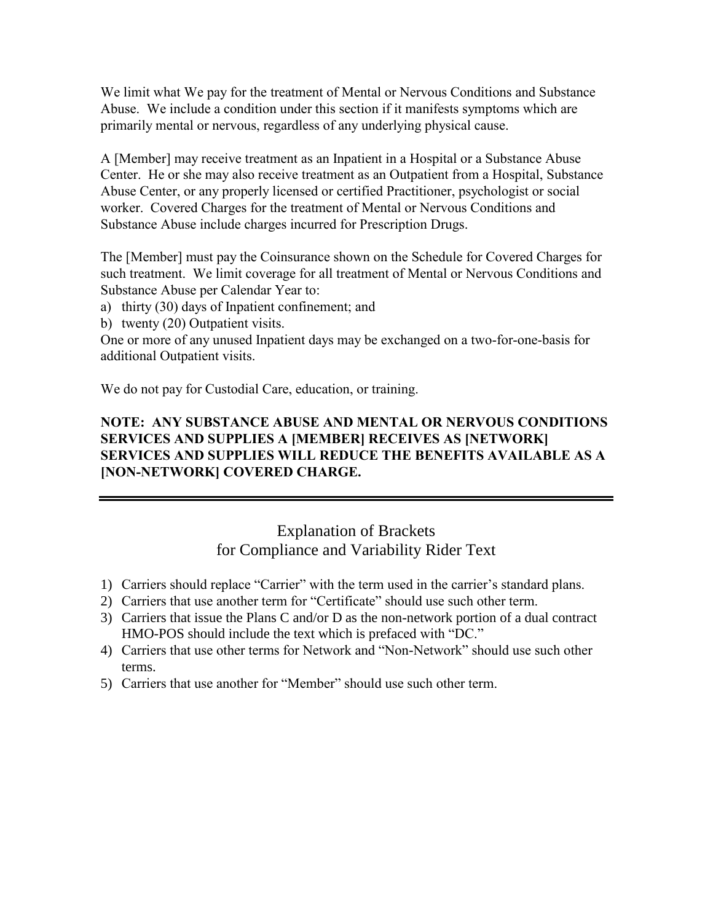We limit what We pay for the treatment of Mental or Nervous Conditions and Substance Abuse. We include a condition under this section if it manifests symptoms which are primarily mental or nervous, regardless of any underlying physical cause.

A [Member] may receive treatment as an Inpatient in a Hospital or a Substance Abuse Center. He or she may also receive treatment as an Outpatient from a Hospital, Substance Abuse Center, or any properly licensed or certified Practitioner, psychologist or social worker. Covered Charges for the treatment of Mental or Nervous Conditions and Substance Abuse include charges incurred for Prescription Drugs.

The [Member] must pay the Coinsurance shown on the Schedule for Covered Charges for such treatment. We limit coverage for all treatment of Mental or Nervous Conditions and Substance Abuse per Calendar Year to:

a) thirty (30) days of Inpatient confinement; and
b) twenty (20) Outpatient visits.

One or more of any unused Inpatient days may be exchanged on a two-for-one-basis for additional Outpatient visits.

We do not pay for Custodial Care, education, or training.

**NOTE: ANY SUBSTANCE ABUSE AND MENTAL OR NERVOUS CONDITIONS SERVICES AND SUPPLIES A [MEMBER] RECEIVES AS [NETWORK] SERVICES AND SUPPLIES WILL REDUCE THE BENEFITS AVAILABLE AS A [NON-NETWORK] COVERED CHARGE.**

---

## Explanation of Brackets for Compliance and Variability Rider Text

1) Carriers should replace “Carrier” with the term used in the carrier’s standard plans.
2) Carriers that use another term for “Certificate” should use such other term.
3) Carriers that issue the Plans C and/or D as the non-network portion of a dual contract HMO-POS should include the text which is prefaced with “DC.”
4) Carriers that use other terms for Network and “Non-Network” should use such other terms.
5) Carriers that use another for “Member” should use such other term.